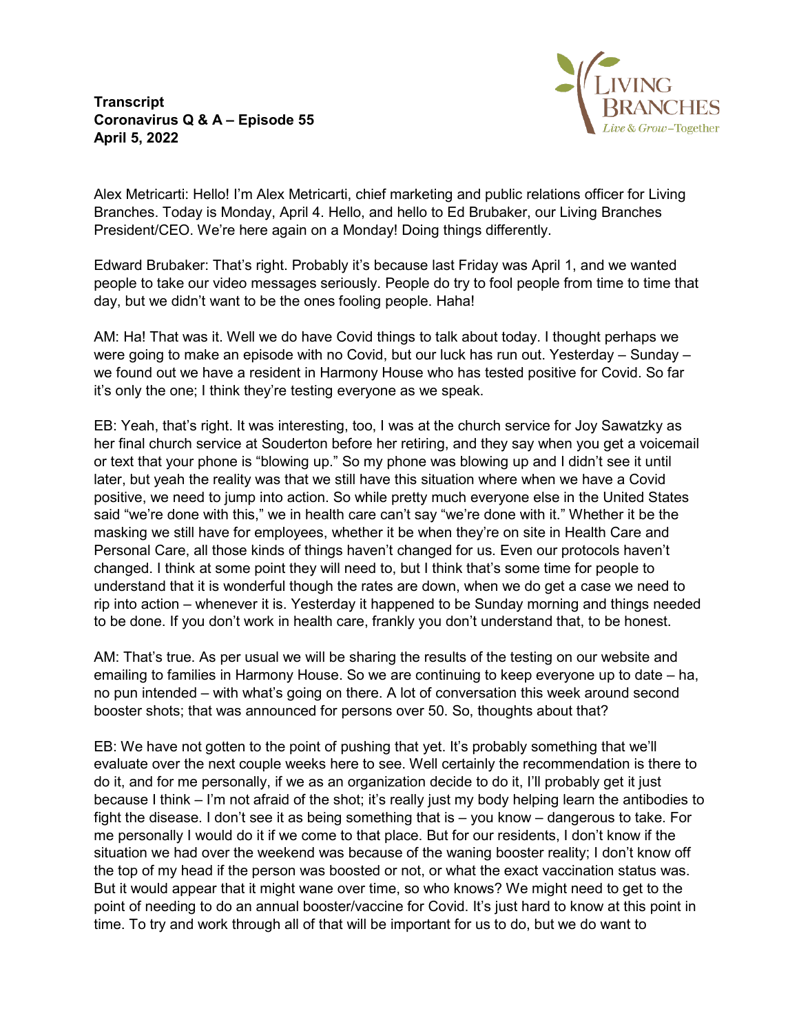**Transcript**
**Coronavirus Q & A – Episode 55**
**April 5, 2022**

Alex Metricarti: Hello! I'm Alex Metricarti, chief marketing and public relations officer for Living Branches. Today is Monday, April 4. Hello, and hello to Ed Brubaker, our Living Branches President/CEO. We're here again on a Monday! Doing things differently.

Edward Brubaker: That's right. Probably it's because last Friday was April 1, and we wanted people to take our video messages seriously. People do try to fool people from time to time that day, but we didn't want to be the ones fooling people. Haha!

AM: Ha! That was it. Well we do have Covid things to talk about today. I thought perhaps we were going to make an episode with no Covid, but our luck has run out. Yesterday – Sunday – we found out we have a resident in Harmony House who has tested positive for Covid. So far it's only the one; I think they're testing everyone as we speak.

EB: Yeah, that's right. It was interesting, too, I was at the church service for Joy Sawatzky as her final church service at Souderton before her retiring, and they say when you get a voicemail or text that your phone is "blowing up." So my phone was blowing up and I didn't see it until later, but yeah the reality was that we still have this situation where when we have a Covid positive, we need to jump into action. So while pretty much everyone else in the United States said "we're done with this," we in health care can't say "we're done with it." Whether it be the masking we still have for employees, whether it be when they're on site in Health Care and Personal Care, all those kinds of things haven't changed for us. Even our protocols haven't changed. I think at some point they will need to, but I think that's some time for people to understand that it is wonderful though the rates are down, when we do get a case we need to rip into action – whenever it is. Yesterday it happened to be Sunday morning and things needed to be done. If you don't work in health care, frankly you don't understand that, to be honest.

AM: That's true. As per usual we will be sharing the results of the testing on our website and emailing to families in Harmony House. So we are continuing to keep everyone up to date – ha, no pun intended – with what's going on there. A lot of conversation this week around second booster shots; that was announced for persons over 50. So, thoughts about that?

EB: We have not gotten to the point of pushing that yet. It's probably something that we'll evaluate over the next couple weeks here to see. Well certainly the recommendation is there to do it, and for me personally, if we as an organization decide to do it, I'll probably get it just because I think – I'm not afraid of the shot; it's really just my body helping learn the antibodies to fight the disease. I don't see it as being something that is – you know – dangerous to take. For me personally I would do it if we come to that place. But for our residents, I don't know if the situation we had over the weekend was because of the waning booster reality; I don't know off the top of my head if the person was boosted or not, or what the exact vaccination status was. But it would appear that it might wane over time, so who knows? We might need to get to the point of needing to do an annual booster/vaccine for Covid. It's just hard to know at this point in time. To try and work through all of that will be important for us to do, but we do want to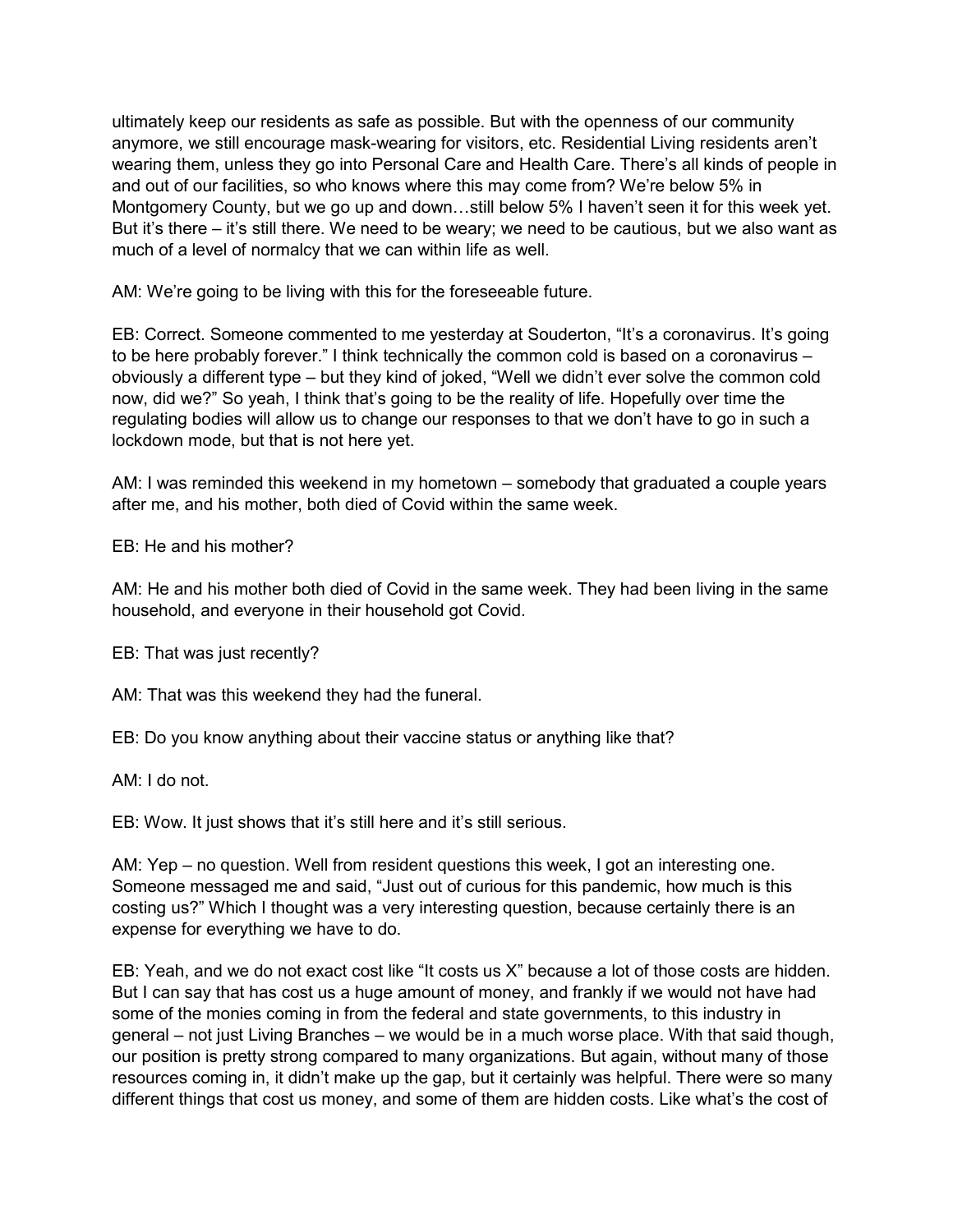ultimately keep our residents as safe as possible. But with the openness of our community anymore, we still encourage mask-wearing for visitors, etc. Residential Living residents aren't wearing them, unless they go into Personal Care and Health Care. There's all kinds of people in and out of our facilities, so who knows where this may come from? We're below 5% in Montgomery County, but we go up and down…still below 5% I haven't seen it for this week yet. But it's there – it's still there. We need to be weary; we need to be cautious, but we also want as much of a level of normalcy that we can within life as well.

AM: We're going to be living with this for the foreseeable future.

EB: Correct. Someone commented to me yesterday at Souderton, "It's a coronavirus. It's going to be here probably forever." I think technically the common cold is based on a coronavirus – obviously a different type – but they kind of joked, "Well we didn't ever solve the common cold now, did we?" So yeah, I think that's going to be the reality of life. Hopefully over time the regulating bodies will allow us to change our responses to that we don't have to go in such a lockdown mode, but that is not here yet.

AM: I was reminded this weekend in my hometown – somebody that graduated a couple years after me, and his mother, both died of Covid within the same week.

EB: He and his mother?

AM: He and his mother both died of Covid in the same week. They had been living in the same household, and everyone in their household got Covid.

EB: That was just recently?

AM: That was this weekend they had the funeral.

EB: Do you know anything about their vaccine status or anything like that?

AM: I do not.

EB: Wow. It just shows that it's still here and it's still serious.

AM: Yep – no question. Well from resident questions this week, I got an interesting one. Someone messaged me and said, "Just out of curious for this pandemic, how much is this costing us?" Which I thought was a very interesting question, because certainly there is an expense for everything we have to do.

EB: Yeah, and we do not exact cost like "It costs us X" because a lot of those costs are hidden. But I can say that has cost us a huge amount of money, and frankly if we would not have had some of the monies coming in from the federal and state governments, to this industry in general – not just Living Branches – we would be in a much worse place. With that said though, our position is pretty strong compared to many organizations. But again, without many of those resources coming in, it didn't make up the gap, but it certainly was helpful. There were so many different things that cost us money, and some of them are hidden costs. Like what's the cost of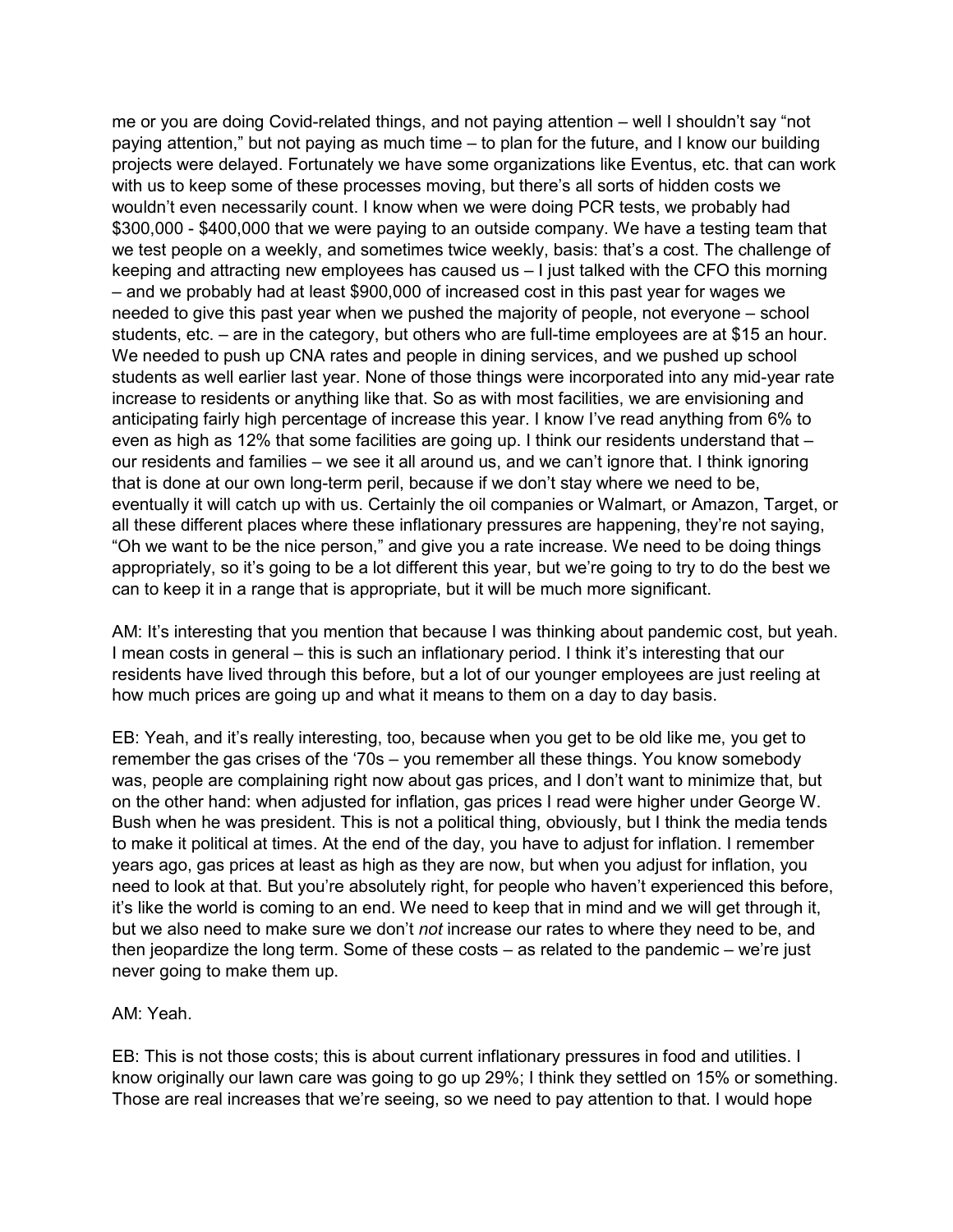me or you are doing Covid-related things, and not paying attention – well I shouldn't say "not paying attention," but not paying as much time – to plan for the future, and I know our building projects were delayed. Fortunately we have some organizations like Eventus, etc. that can work with us to keep some of these processes moving, but there's all sorts of hidden costs we wouldn't even necessarily count. I know when we were doing PCR tests, we probably had $300,000 - $400,000 that we were paying to an outside company. We have a testing team that we test people on a weekly, and sometimes twice weekly, basis: that's a cost. The challenge of keeping and attracting new employees has caused us – I just talked with the CFO this morning – and we probably had at least $900,000 of increased cost in this past year for wages we needed to give this past year when we pushed the majority of people, not everyone – school students, etc. – are in the category, but others who are full-time employees are at $15 an hour. We needed to push up CNA rates and people in dining services, and we pushed up school students as well earlier last year. None of those things were incorporated into any mid-year rate increase to residents or anything like that. So as with most facilities, we are envisioning and anticipating fairly high percentage of increase this year. I know I've read anything from 6% to even as high as 12% that some facilities are going up. I think our residents understand that – our residents and families – we see it all around us, and we can't ignore that. I think ignoring that is done at our own long-term peril, because if we don't stay where we need to be, eventually it will catch up with us. Certainly the oil companies or Walmart, or Amazon, Target, or all these different places where these inflationary pressures are happening, they're not saying, "Oh we want to be the nice person," and give you a rate increase. We need to be doing things appropriately, so it's going to be a lot different this year, but we're going to try to do the best we can to keep it in a range that is appropriate, but it will be much more significant.

AM: It's interesting that you mention that because I was thinking about pandemic cost, but yeah. I mean costs in general – this is such an inflationary period. I think it's interesting that our residents have lived through this before, but a lot of our younger employees are just reeling at how much prices are going up and what it means to them on a day to day basis.

EB: Yeah, and it's really interesting, too, because when you get to be old like me, you get to remember the gas crises of the '70s – you remember all these things. You know somebody was, people are complaining right now about gas prices, and I don't want to minimize that, but on the other hand: when adjusted for inflation, gas prices I read were higher under George W. Bush when he was president. This is not a political thing, obviously, but I think the media tends to make it political at times. At the end of the day, you have to adjust for inflation. I remember years ago, gas prices at least as high as they are now, but when you adjust for inflation, you need to look at that. But you're absolutely right, for people who haven't experienced this before, it's like the world is coming to an end. We need to keep that in mind and we will get through it, but we also need to make sure we don't *not* increase our rates to where they need to be, and then jeopardize the long term. Some of these costs – as related to the pandemic – we're just never going to make them up.

AM: Yeah.

EB: This is not those costs; this is about current inflationary pressures in food and utilities. I know originally our lawn care was going to go up 29%; I think they settled on 15% or something. Those are real increases that we're seeing, so we need to pay attention to that. I would hope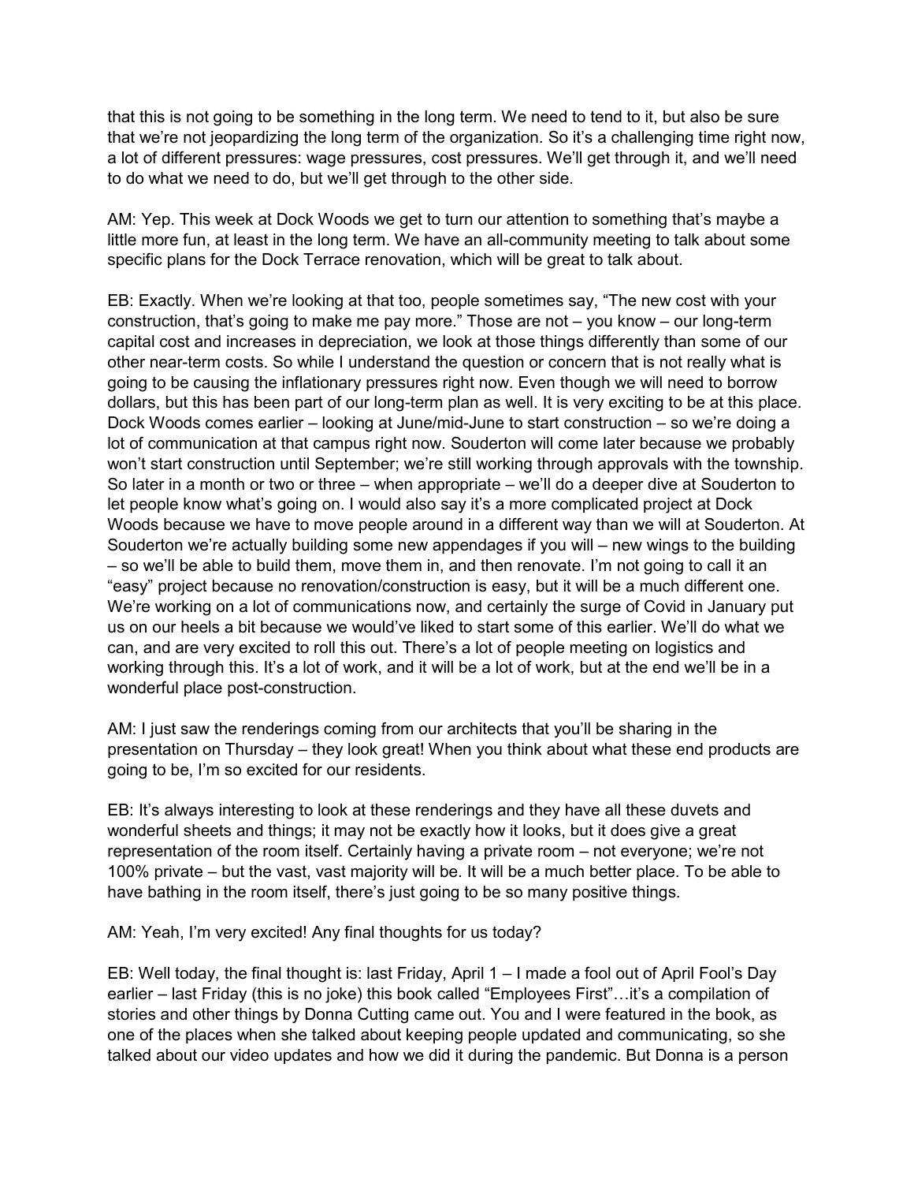that this is not going to be something in the long term. We need to tend to it, but also be sure that we're not jeopardizing the long term of the organization. So it's a challenging time right now, a lot of different pressures: wage pressures, cost pressures. We'll get through it, and we'll need to do what we need to do, but we'll get through to the other side.

AM: Yep. This week at Dock Woods we get to turn our attention to something that's maybe a little more fun, at least in the long term. We have an all-community meeting to talk about some specific plans for the Dock Terrace renovation, which will be great to talk about.

EB: Exactly. When we're looking at that too, people sometimes say, "The new cost with your construction, that's going to make me pay more." Those are not – you know – our long-term capital cost and increases in depreciation, we look at those things differently than some of our other near-term costs. So while I understand the question or concern that is not really what is going to be causing the inflationary pressures right now. Even though we will need to borrow dollars, but this has been part of our long-term plan as well. It is very exciting to be at this place. Dock Woods comes earlier – looking at June/mid-June to start construction – so we're doing a lot of communication at that campus right now. Souderton will come later because we probably won't start construction until September; we're still working through approvals with the township. So later in a month or two or three – when appropriate – we'll do a deeper dive at Souderton to let people know what's going on. I would also say it's a more complicated project at Dock Woods because we have to move people around in a different way than we will at Souderton. At Souderton we're actually building some new appendages if you will – new wings to the building – so we'll be able to build them, move them in, and then renovate. I'm not going to call it an "easy" project because no renovation/construction is easy, but it will be a much different one. We're working on a lot of communications now, and certainly the surge of Covid in January put us on our heels a bit because we would've liked to start some of this earlier. We'll do what we can, and are very excited to roll this out. There's a lot of people meeting on logistics and working through this. It's a lot of work, and it will be a lot of work, but at the end we'll be in a wonderful place post-construction.

AM: I just saw the renderings coming from our architects that you'll be sharing in the presentation on Thursday – they look great! When you think about what these end products are going to be, I'm so excited for our residents.

EB: It's always interesting to look at these renderings and they have all these duvets and wonderful sheets and things; it may not be exactly how it looks, but it does give a great representation of the room itself. Certainly having a private room – not everyone; we're not 100% private – but the vast, vast majority will be. It will be a much better place. To be able to have bathing in the room itself, there's just going to be so many positive things.

AM: Yeah, I'm very excited! Any final thoughts for us today?

EB: Well today, the final thought is: last Friday, April 1 – I made a fool out of April Fool's Day earlier – last Friday (this is no joke) this book called "Employees First"…it's a compilation of stories and other things by Donna Cutting came out. You and I were featured in the book, as one of the places when she talked about keeping people updated and communicating, so she talked about our video updates and how we did it during the pandemic. But Donna is a person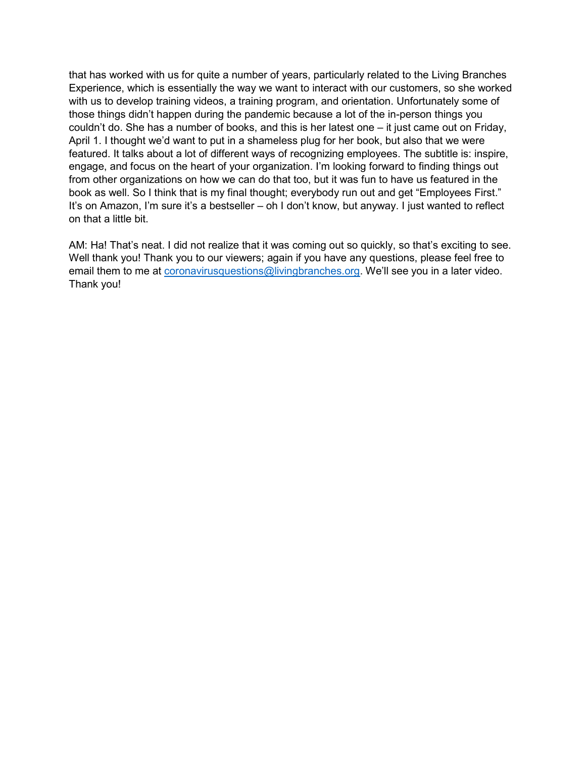that has worked with us for quite a number of years, particularly related to the Living Branches Experience, which is essentially the way we want to interact with our customers, so she worked with us to develop training videos, a training program, and orientation. Unfortunately some of those things didn't happen during the pandemic because a lot of the in-person things you couldn't do. She has a number of books, and this is her latest one – it just came out on Friday, April 1. I thought we'd want to put in a shameless plug for her book, but also that we were featured. It talks about a lot of different ways of recognizing employees. The subtitle is: inspire, engage, and focus on the heart of your organization. I'm looking forward to finding things out from other organizations on how we can do that too, but it was fun to have us featured in the book as well. So I think that is my final thought; everybody run out and get "Employees First." It's on Amazon, I'm sure it's a bestseller – oh I don't know, but anyway. I just wanted to reflect on that a little bit.

AM: Ha! That's neat. I did not realize that it was coming out so quickly, so that's exciting to see. Well thank you! Thank you to our viewers; again if you have any questions, please feel free to email them to me at coronavirusquestions@livingbranches.org. We'll see you in a later video. Thank you!